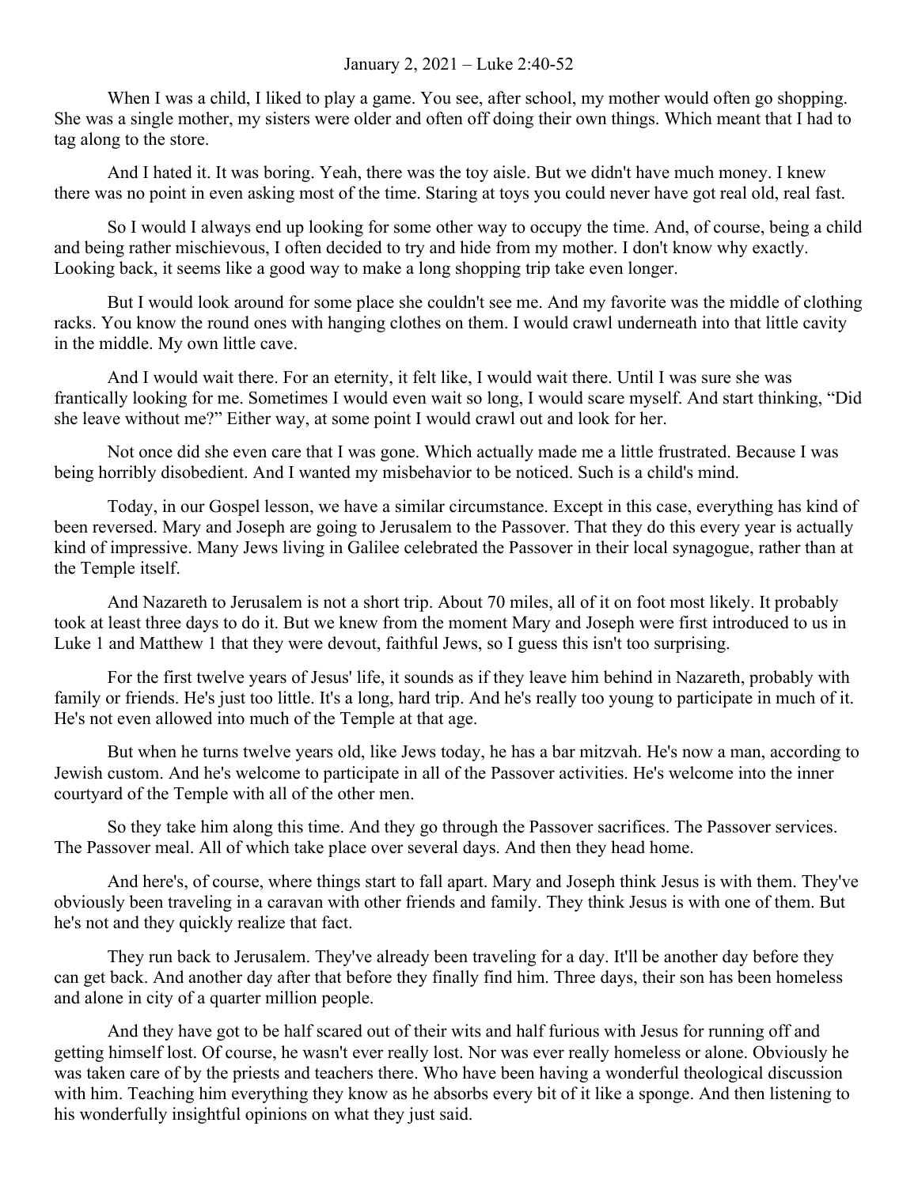January 2, 2021 – Luke 2:40-52

When I was a child, I liked to play a game. You see, after school, my mother would often go shopping. She was a single mother, my sisters were older and often off doing their own things. Which meant that I had to tag along to the store.

And I hated it. It was boring. Yeah, there was the toy aisle. But we didn't have much money. I knew there was no point in even asking most of the time. Staring at toys you could never have got real old, real fast.

So I would I always end up looking for some other way to occupy the time. And, of course, being a child and being rather mischievous, I often decided to try and hide from my mother. I don't know why exactly. Looking back, it seems like a good way to make a long shopping trip take even longer.

But I would look around for some place she couldn't see me. And my favorite was the middle of clothing racks. You know the round ones with hanging clothes on them. I would crawl underneath into that little cavity in the middle. My own little cave.

And I would wait there. For an eternity, it felt like, I would wait there. Until I was sure she was frantically looking for me. Sometimes I would even wait so long, I would scare myself. And start thinking, "Did she leave without me?" Either way, at some point I would crawl out and look for her.

Not once did she even care that I was gone. Which actually made me a little frustrated. Because I was being horribly disobedient. And I wanted my misbehavior to be noticed. Such is a child's mind.

Today, in our Gospel lesson, we have a similar circumstance. Except in this case, everything has kind of been reversed. Mary and Joseph are going to Jerusalem to the Passover. That they do this every year is actually kind of impressive. Many Jews living in Galilee celebrated the Passover in their local synagogue, rather than at the Temple itself.

And Nazareth to Jerusalem is not a short trip. About 70 miles, all of it on foot most likely. It probably took at least three days to do it. But we knew from the moment Mary and Joseph were first introduced to us in Luke 1 and Matthew 1 that they were devout, faithful Jews, so I guess this isn't too surprising.

For the first twelve years of Jesus' life, it sounds as if they leave him behind in Nazareth, probably with family or friends. He's just too little. It's a long, hard trip. And he's really too young to participate in much of it. He's not even allowed into much of the Temple at that age.

But when he turns twelve years old, like Jews today, he has a bar mitzvah. He's now a man, according to Jewish custom. And he's welcome to participate in all of the Passover activities. He's welcome into the inner courtyard of the Temple with all of the other men.

So they take him along this time. And they go through the Passover sacrifices. The Passover services. The Passover meal. All of which take place over several days. And then they head home.

And here's, of course, where things start to fall apart. Mary and Joseph think Jesus is with them. They've obviously been traveling in a caravan with other friends and family. They think Jesus is with one of them. But he's not and they quickly realize that fact.

They run back to Jerusalem. They've already been traveling for a day. It'll be another day before they can get back. And another day after that before they finally find him. Three days, their son has been homeless and alone in city of a quarter million people.

And they have got to be half scared out of their wits and half furious with Jesus for running off and getting himself lost. Of course, he wasn't ever really lost. Nor was ever really homeless or alone. Obviously he was taken care of by the priests and teachers there. Who have been having a wonderful theological discussion with him. Teaching him everything they know as he absorbs every bit of it like a sponge. And then listening to his wonderfully insightful opinions on what they just said.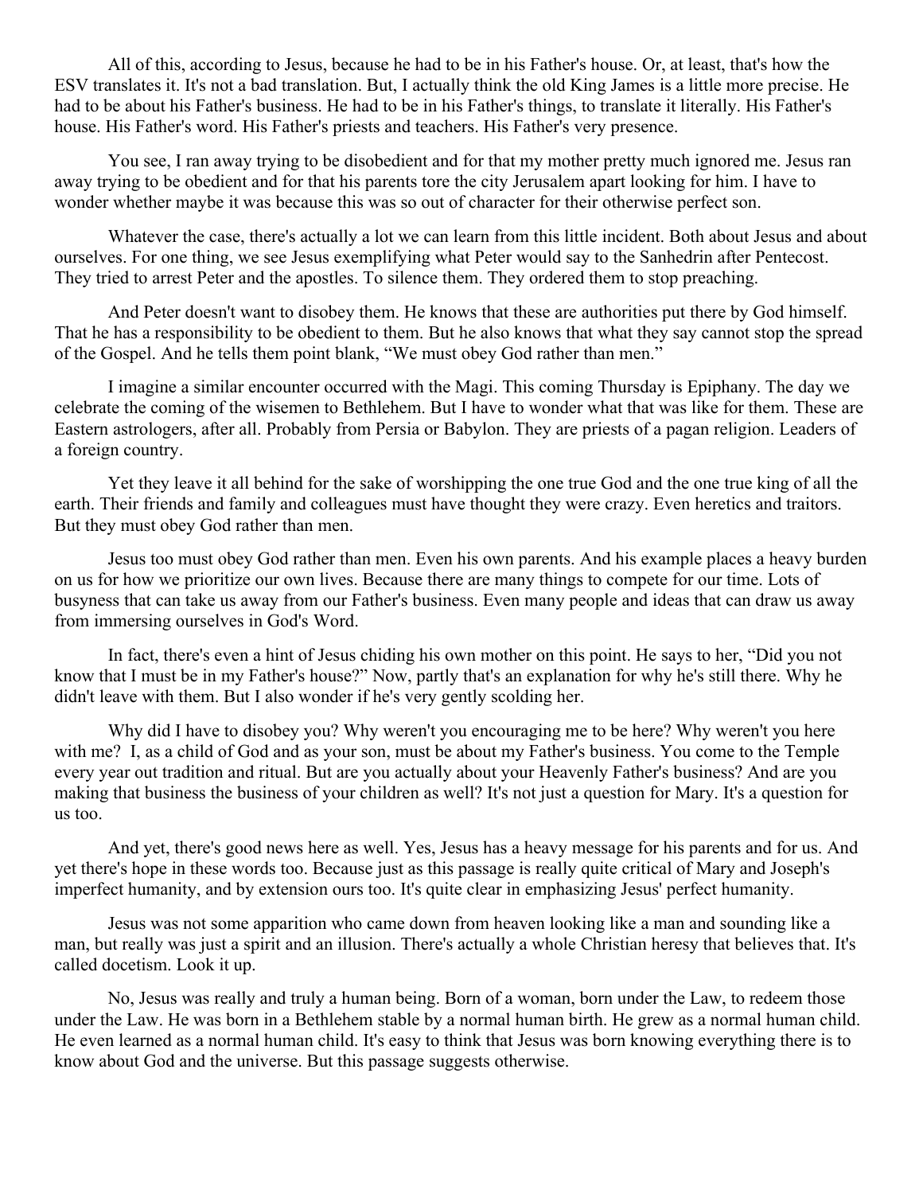All of this, according to Jesus, because he had to be in his Father's house. Or, at least, that's how the ESV translates it. It's not a bad translation. But, I actually think the old King James is a little more precise. He had to be about his Father's business. He had to be in his Father's things, to translate it literally. His Father's house. His Father's word. His Father's priests and teachers. His Father's very presence.

You see, I ran away trying to be disobedient and for that my mother pretty much ignored me. Jesus ran away trying to be obedient and for that his parents tore the city Jerusalem apart looking for him. I have to wonder whether maybe it was because this was so out of character for their otherwise perfect son.

Whatever the case, there's actually a lot we can learn from this little incident. Both about Jesus and about ourselves. For one thing, we see Jesus exemplifying what Peter would say to the Sanhedrin after Pentecost. They tried to arrest Peter and the apostles. To silence them. They ordered them to stop preaching.

And Peter doesn't want to disobey them. He knows that these are authorities put there by God himself. That he has a responsibility to be obedient to them. But he also knows that what they say cannot stop the spread of the Gospel. And he tells them point blank, "We must obey God rather than men."

I imagine a similar encounter occurred with the Magi. This coming Thursday is Epiphany. The day we celebrate the coming of the wisemen to Bethlehem. But I have to wonder what that was like for them. These are Eastern astrologers, after all. Probably from Persia or Babylon. They are priests of a pagan religion. Leaders of a foreign country.

Yet they leave it all behind for the sake of worshipping the one true God and the one true king of all the earth. Their friends and family and colleagues must have thought they were crazy. Even heretics and traitors. But they must obey God rather than men.

Jesus too must obey God rather than men. Even his own parents. And his example places a heavy burden on us for how we prioritize our own lives. Because there are many things to compete for our time. Lots of busyness that can take us away from our Father's business. Even many people and ideas that can draw us away from immersing ourselves in God's Word.

In fact, there's even a hint of Jesus chiding his own mother on this point. He says to her, "Did you not know that I must be in my Father's house?" Now, partly that's an explanation for why he's still there. Why he didn't leave with them. But I also wonder if he's very gently scolding her.

Why did I have to disobey you? Why weren't you encouraging me to be here? Why weren't you here with me? I, as a child of God and as your son, must be about my Father's business. You come to the Temple every year out tradition and ritual. But are you actually about your Heavenly Father's business? And are you making that business the business of your children as well? It's not just a question for Mary. It's a question for us too.

And yet, there's good news here as well. Yes, Jesus has a heavy message for his parents and for us. And yet there's hope in these words too. Because just as this passage is really quite critical of Mary and Joseph's imperfect humanity, and by extension ours too. It's quite clear in emphasizing Jesus' perfect humanity.

Jesus was not some apparition who came down from heaven looking like a man and sounding like a man, but really was just a spirit and an illusion. There's actually a whole Christian heresy that believes that. It's called docetism. Look it up.

No, Jesus was really and truly a human being. Born of a woman, born under the Law, to redeem those under the Law. He was born in a Bethlehem stable by a normal human birth. He grew as a normal human child. He even learned as a normal human child. It's easy to think that Jesus was born knowing everything there is to know about God and the universe. But this passage suggests otherwise.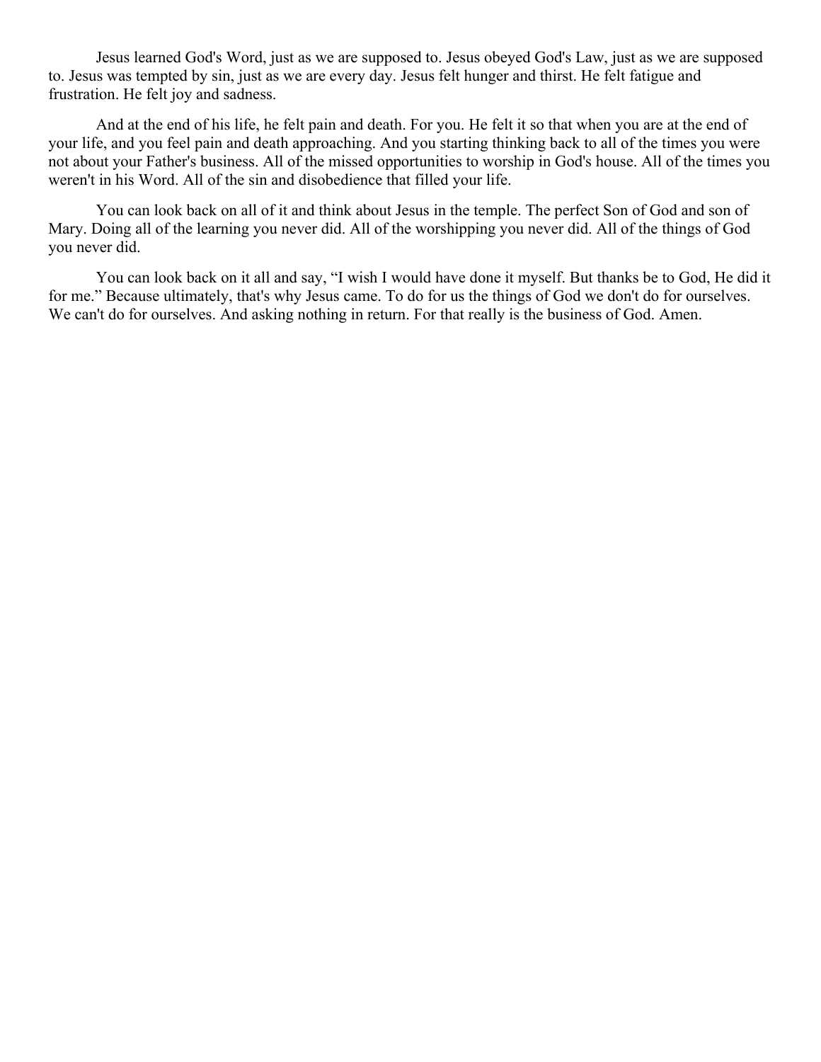Jesus learned God's Word, just as we are supposed to. Jesus obeyed God's Law, just as we are supposed to. Jesus was tempted by sin, just as we are every day. Jesus felt hunger and thirst. He felt fatigue and frustration. He felt joy and sadness.

And at the end of his life, he felt pain and death. For you. He felt it so that when you are at the end of your life, and you feel pain and death approaching. And you starting thinking back to all of the times you were not about your Father's business. All of the missed opportunities to worship in God's house. All of the times you weren't in his Word. All of the sin and disobedience that filled your life.

You can look back on all of it and think about Jesus in the temple. The perfect Son of God and son of Mary. Doing all of the learning you never did. All of the worshipping you never did. All of the things of God you never did.

You can look back on it all and say, "I wish I would have done it myself. But thanks be to God, He did it for me." Because ultimately, that's why Jesus came. To do for us the things of God we don't do for ourselves. We can't do for ourselves. And asking nothing in return. For that really is the business of God. Amen.